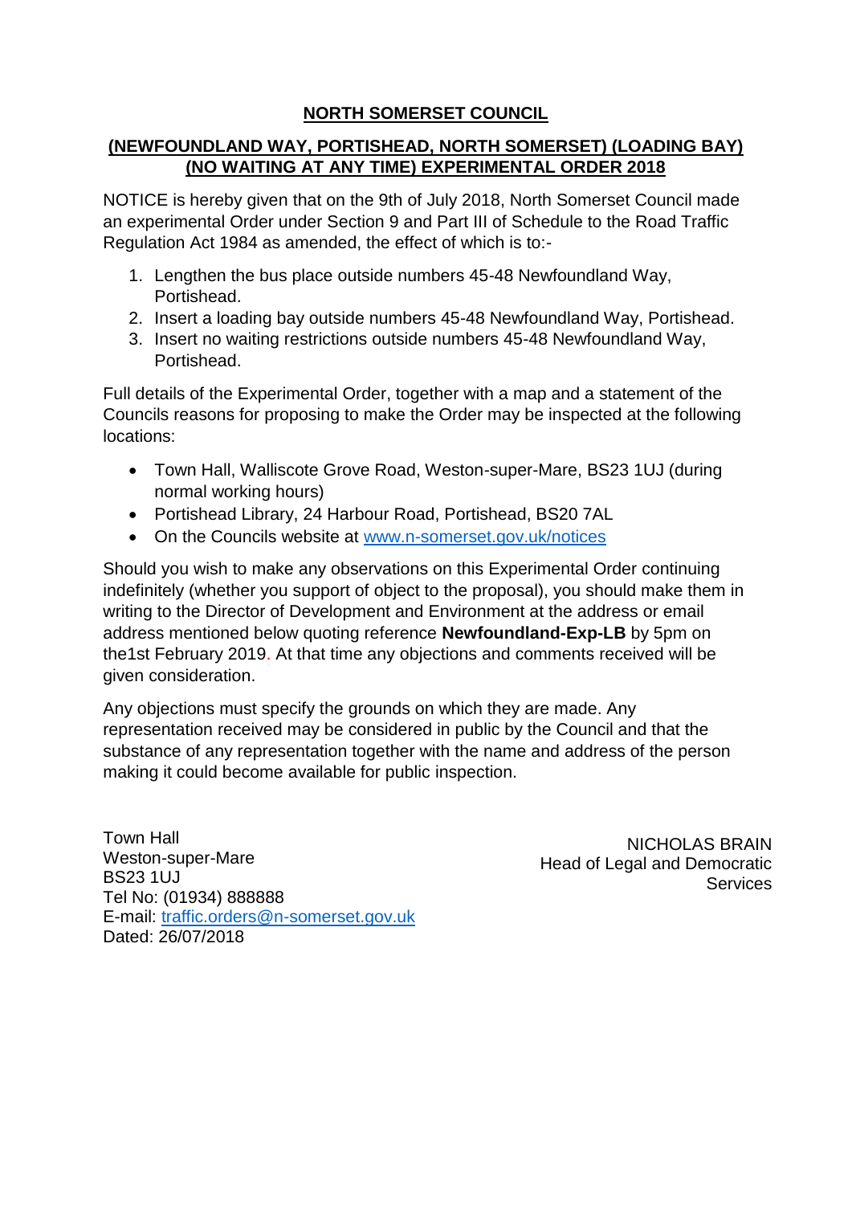# NORTH SOMERSET COUNCIL

## (NEWFOUNDLAND WAY, PORTISHEAD, NORTH SOMERSET) (LOADING BAY) (NO WAITING AT ANY TIME) EXPERIMENTAL ORDER 2018

NOTICE is hereby given that on the 9th of July 2018, North Somerset Council made an experimental Order under Section 9 and Part III of Schedule to the Road Traffic Regulation Act 1984 as amended, the effect of which is to:-

1. Lengthen the bus place outside numbers 45-48 Newfoundland Way, Portishead.
2. Insert a loading bay outside numbers 45-48 Newfoundland Way, Portishead.
3. Insert no waiting restrictions outside numbers 45-48 Newfoundland Way, Portishead.

Full details of the Experimental Order, together with a map and a statement of the Councils reasons for proposing to make the Order may be inspected at the following locations:

- Town Hall, Walliscote Grove Road, Weston-super-Mare, BS23 1UJ (during normal working hours)
- Portishead Library, 24 Harbour Road, Portishead, BS20 7AL
- On the Councils website at www.n-somerset.gov.uk/notices

Should you wish to make any observations on this Experimental Order continuing indefinitely (whether you support of object to the proposal), you should make them in writing to the Director of Development and Environment at the address or email address mentioned below quoting reference **Newfoundland-Exp-LB** by 5pm on the1st February 2019. At that time any objections and comments received will be given consideration.

Any objections must specify the grounds on which they are made. Any representation received may be considered in public by the Council and that the substance of any representation together with the name and address of the person making it could become available for public inspection.

Town Hall
Weston-super-Mare
BS23 1UJ
Tel No: (01934) 888888
E-mail: traffic.orders@n-somerset.gov.uk
Dated: 26/07/2018

NICHOLAS BRAIN
Head of Legal and Democratic Services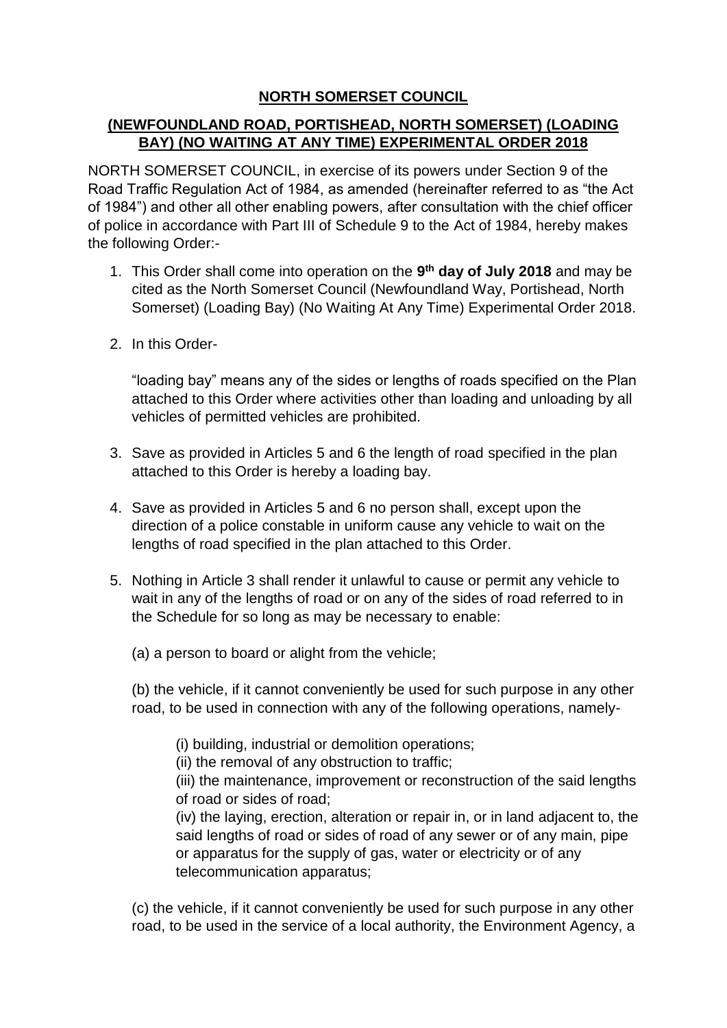**NORTH SOMERSET COUNCIL**

**(NEWFOUNDLAND ROAD, PORTISHEAD, NORTH SOMERSET) (LOADING BAY) (NO WAITING AT ANY TIME) EXPERIMENTAL ORDER 2018**

NORTH SOMERSET COUNCIL, in exercise of its powers under Section 9 of the Road Traffic Regulation Act of 1984, as amended (hereinafter referred to as "the Act of 1984") and other all other enabling powers, after consultation with the chief officer of police in accordance with Part III of Schedule 9 to the Act of 1984, hereby makes the following Order:-

1. This Order shall come into operation on the **9th day of July 2018** and may be cited as the North Somerset Council (Newfoundland Way, Portishead, North Somerset) (Loading Bay) (No Waiting At Any Time) Experimental Order 2018.

2. In this Order-

   "loading bay" means any of the sides or lengths of roads specified on the Plan attached to this Order where activities other than loading and unloading by all vehicles of permitted vehicles are prohibited.

3. Save as provided in Articles 5 and 6 the length of road specified in the plan attached to this Order is hereby a loading bay.

4. Save as provided in Articles 5 and 6 no person shall, except upon the direction of a police constable in uniform cause any vehicle to wait on the lengths of road specified in the plan attached to this Order.

5. Nothing in Article 3 shall render it unlawful to cause or permit any vehicle to wait in any of the lengths of road or on any of the sides of road referred to in the Schedule for so long as may be necessary to enable:

   (a) a person to board or alight from the vehicle;

   (b) the vehicle, if it cannot conveniently be used for such purpose in any other road, to be used in connection with any of the following operations, namely-

      (i) building, industrial or demolition operations;
      (ii) the removal of any obstruction to traffic;
      (iii) the maintenance, improvement or reconstruction of the said lengths of road or sides of road;
      (iv) the laying, erection, alteration or repair in, or in land adjacent to, the said lengths of road or sides of road of any sewer or of any main, pipe or apparatus for the supply of gas, water or electricity or of any telecommunication apparatus;

   (c) the vehicle, if it cannot conveniently be used for such purpose in any other road, to be used in the service of a local authority, the Environment Agency, a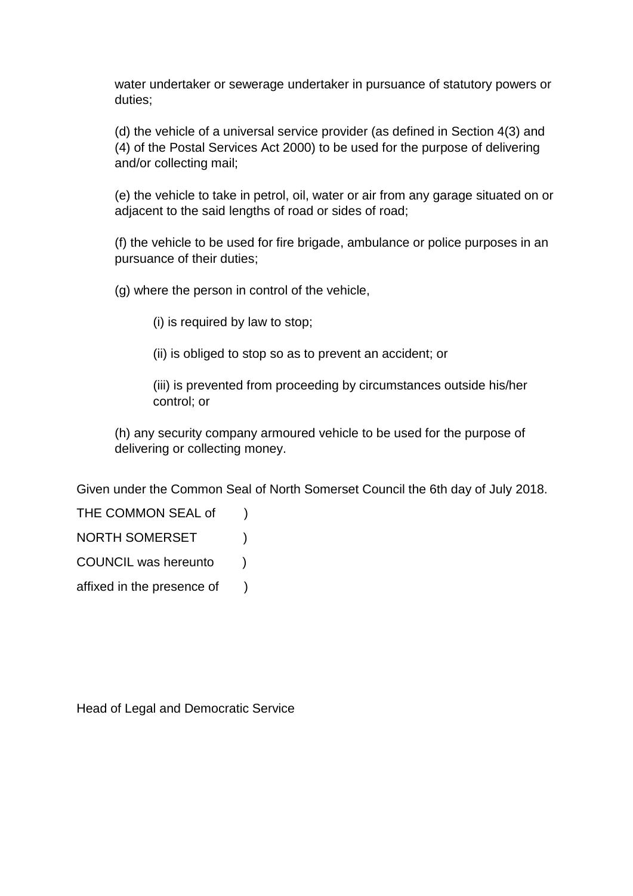water undertaker or sewerage undertaker in pursuance of statutory powers or duties;

(d) the vehicle of a universal service provider (as defined in Section 4(3) and (4) of the Postal Services Act 2000) to be used for the purpose of delivering and/or collecting mail;

(e) the vehicle to take in petrol, oil, water or air from any garage situated on or adjacent to the said lengths of road or sides of road;

(f) the vehicle to be used for fire brigade, ambulance or police purposes in an pursuance of their duties;

(g) where the person in control of the vehicle,

(i) is required by law to stop;

(ii) is obliged to stop so as to prevent an accident; or

(iii) is prevented from proceeding by circumstances outside his/her control; or

(h) any security company armoured vehicle to be used for the purpose of delivering or collecting money.

Given under the Common Seal of North Somerset Council the 6th day of July 2018.

THE COMMON SEAL of )
NORTH SOMERSET )
COUNCIL was hereunto )
affixed in the presence of )

Head of Legal and Democratic Service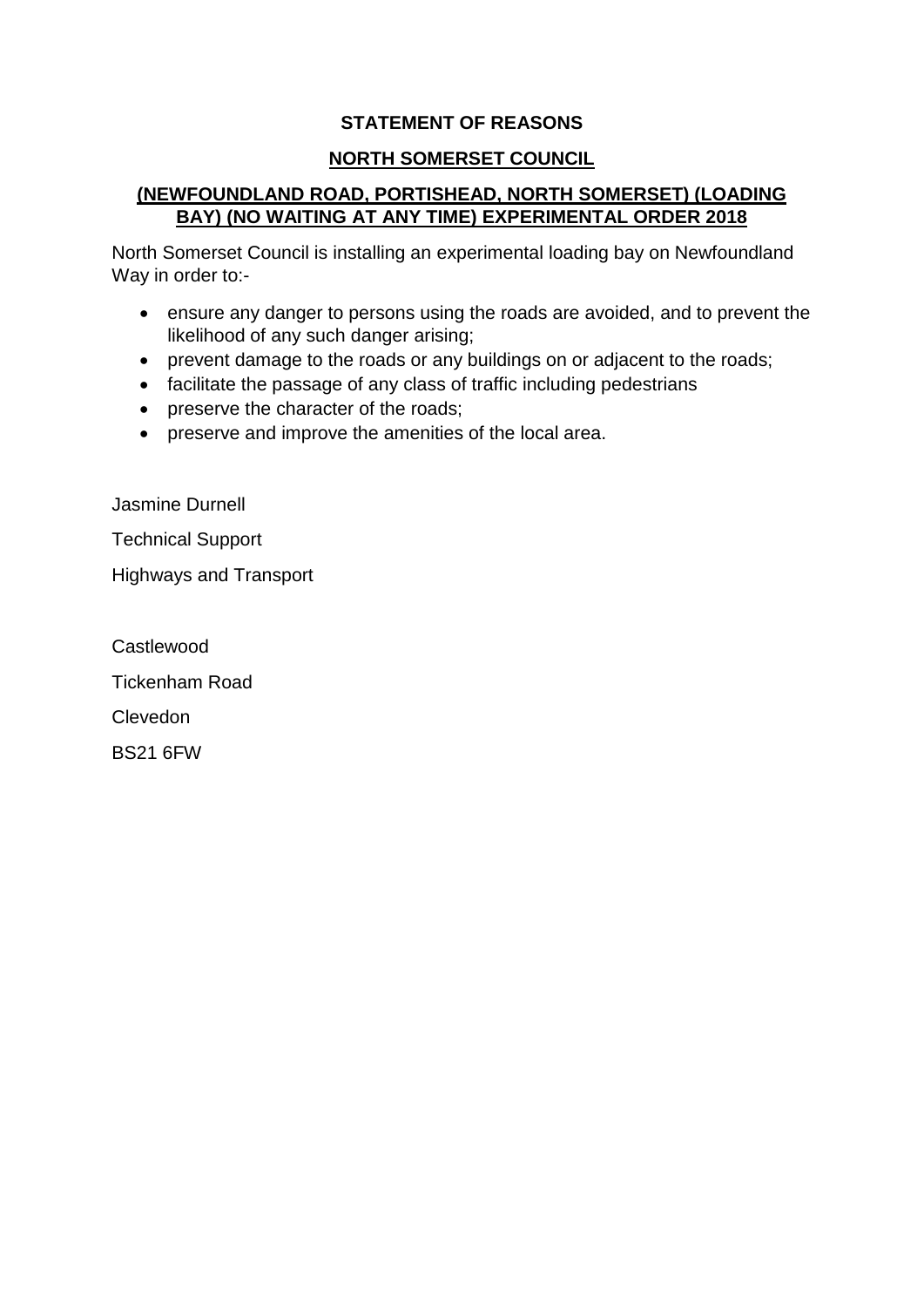**STATEMENT OF REASONS**

**NORTH SOMERSET COUNCIL**

**(NEWFOUNDLAND ROAD, PORTISHEAD, NORTH SOMERSET) (LOADING BAY) (NO WAITING AT ANY TIME) EXPERIMENTAL ORDER 2018**

North Somerset Council is installing an experimental loading bay on Newfoundland Way in order to:-

- ensure any danger to persons using the roads are avoided, and to prevent the likelihood of any such danger arising;
- prevent damage to the roads or any buildings on or adjacent to the roads;
- facilitate the passage of any class of traffic including pedestrians
- preserve the character of the roads;
- preserve and improve the amenities of the local area.

Jasmine Durnell

Technical Support

Highways and Transport

Castlewood

Tickenham Road

Clevedon

BS21 6FW